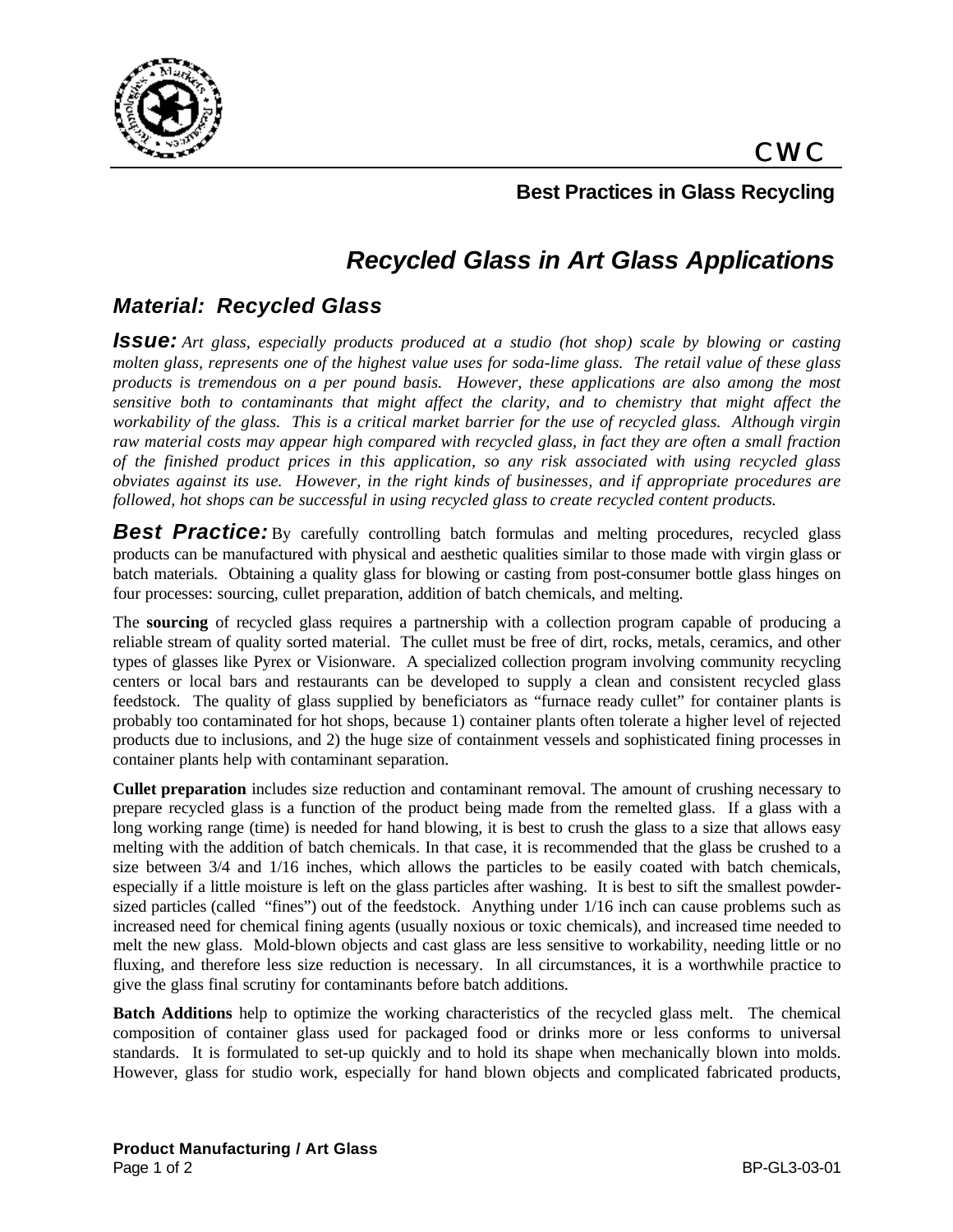CWC

**Best Practices in Glass Recycling**

# *Recycled Glass in Art Glass Applications*

## *Material: Recycled Glass*

***Issue:*** *Art glass, especially products produced at a studio (hot shop) scale by blowing or casting molten glass, represents one of the highest value uses for soda-lime glass. The retail value of these glass products is tremendous on a per pound basis. However, these applications are also among the most sensitive both to contaminants that might affect the clarity, and to chemistry that might affect the workability of the glass. This is a critical market barrier for the use of recycled glass. Although virgin raw material costs may appear high compared with recycled glass, in fact they are often a small fraction of the finished product prices in this application, so any risk associated with using recycled glass obviates against its use. However, in the right kinds of businesses, and if appropriate procedures are followed, hot shops can be successful in using recycled glass to create recycled content products.*

***Best Practice:*** By carefully controlling batch formulas and melting procedures, recycled glass products can be manufactured with physical and aesthetic qualities similar to those made with virgin glass or batch materials. Obtaining a quality glass for blowing or casting from post-consumer bottle glass hinges on four processes: sourcing, cullet preparation, addition of batch chemicals, and melting.

The **sourcing** of recycled glass requires a partnership with a collection program capable of producing a reliable stream of quality sorted material. The cullet must be free of dirt, rocks, metals, ceramics, and other types of glasses like Pyrex or Visionware. A specialized collection program involving community recycling centers or local bars and restaurants can be developed to supply a clean and consistent recycled glass feedstock. The quality of glass supplied by beneficiators as "furnace ready cullet" for container plants is probably too contaminated for hot shops, because 1) container plants often tolerate a higher level of rejected products due to inclusions, and 2) the huge size of containment vessels and sophisticated fining processes in container plants help with contaminant separation.

**Cullet preparation** includes size reduction and contaminant removal. The amount of crushing necessary to prepare recycled glass is a function of the product being made from the remelted glass. If a glass with a long working range (time) is needed for hand blowing, it is best to crush the glass to a size that allows easy melting with the addition of batch chemicals. In that case, it is recommended that the glass be crushed to a size between 3/4 and 1/16 inches, which allows the particles to be easily coated with batch chemicals, especially if a little moisture is left on the glass particles after washing. It is best to sift the smallest powder-sized particles (called "fines") out of the feedstock. Anything under 1/16 inch can cause problems such as increased need for chemical fining agents (usually noxious or toxic chemicals), and increased time needed to melt the new glass. Mold-blown objects and cast glass are less sensitive to workability, needing little or no fluxing, and therefore less size reduction is necessary. In all circumstances, it is a worthwhile practice to give the glass final scrutiny for contaminants before batch additions.

**Batch Additions** help to optimize the working characteristics of the recycled glass melt. The chemical composition of container glass used for packaged food or drinks more or less conforms to universal standards. It is formulated to set-up quickly and to hold its shape when mechanically blown into molds. However, glass for studio work, especially for hand blown objects and complicated fabricated products,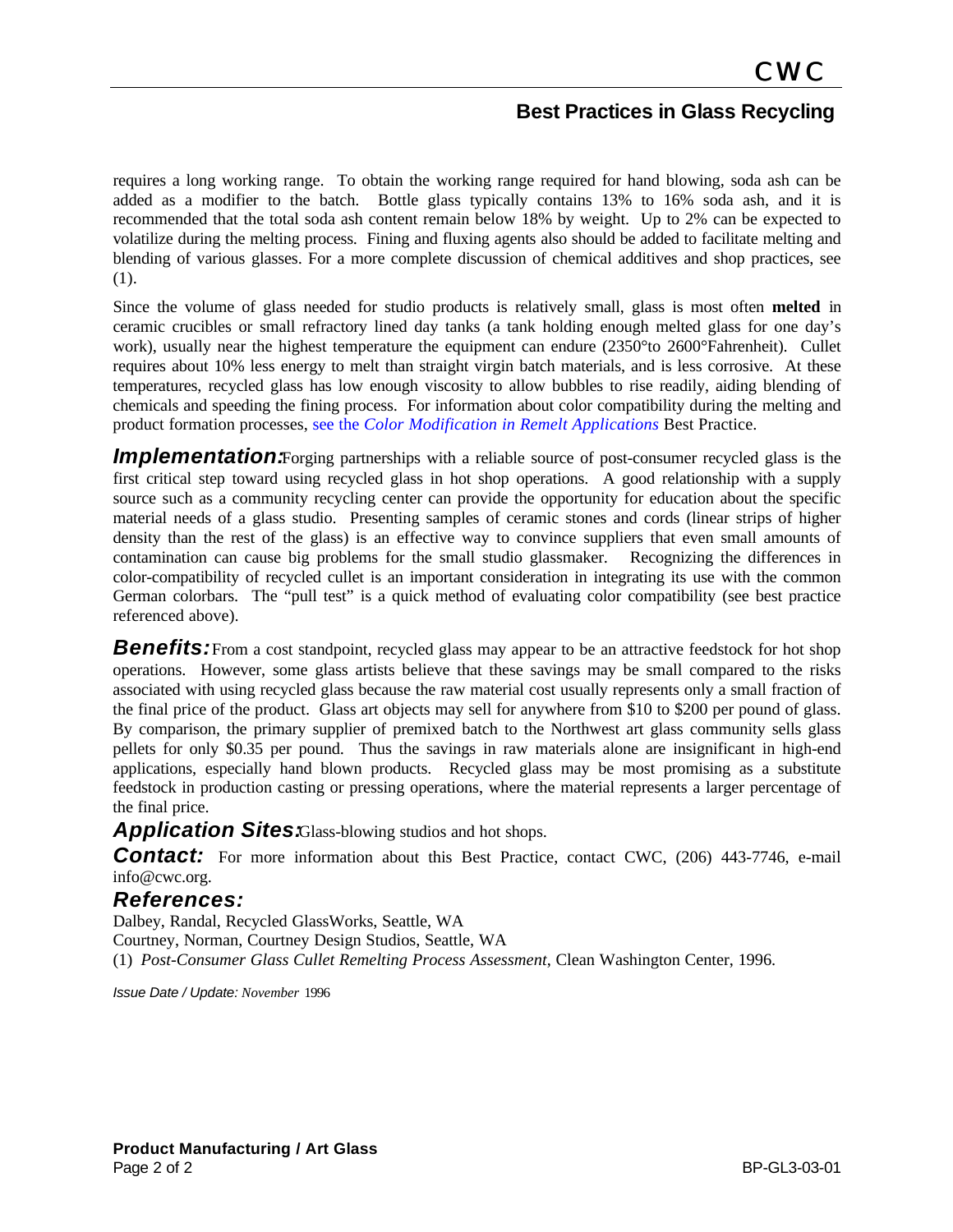requires a long working range. To obtain the working range required for hand blowing, soda ash can be added as a modifier to the batch. Bottle glass typically contains 13% to 16% soda ash, and it is recommended that the total soda ash content remain below 18% by weight. Up to 2% can be expected to volatilize during the melting process. Fining and fluxing agents also should be added to facilitate melting and blending of various glasses. For a more complete discussion of chemical additives and shop practices, see (1).

Since the volume of glass needed for studio products is relatively small, glass is most often **melted** in ceramic crucibles or small refractory lined day tanks (a tank holding enough melted glass for one day's work), usually near the highest temperature the equipment can endure (2350°to 2600°Fahrenheit). Cullet requires about 10% less energy to melt than straight virgin batch materials, and is less corrosive. At these temperatures, recycled glass has low enough viscosity to allow bubbles to rise readily, aiding blending of chemicals and speeding the fining process. For information about color compatibility during the melting and product formation processes, see the *Color Modification in Remelt Applications* Best Practice.

***Implementation:*** Forging partnerships with a reliable source of post-consumer recycled glass is the first critical step toward using recycled glass in hot shop operations. A good relationship with a supply source such as a community recycling center can provide the opportunity for education about the specific material needs of a glass studio. Presenting samples of ceramic stones and cords (linear strips of higher density than the rest of the glass) is an effective way to convince suppliers that even small amounts of contamination can cause big problems for the small studio glassmaker. Recognizing the differences in color-compatibility of recycled cullet is an important consideration in integrating its use with the common German colorbars. The "pull test" is a quick method of evaluating color compatibility (see best practice referenced above).

***Benefits:*** From a cost standpoint, recycled glass may appear to be an attractive feedstock for hot shop operations. However, some glass artists believe that these savings may be small compared to the risks associated with using recycled glass because the raw material cost usually represents only a small fraction of the final price of the product. Glass art objects may sell for anywhere from $10 to $200 per pound of glass. By comparison, the primary supplier of premixed batch to the Northwest art glass community sells glass pellets for only $0.35 per pound. Thus the savings in raw materials alone are insignificant in high-end applications, especially hand blown products. Recycled glass may be most promising as a substitute feedstock in production casting or pressing operations, where the material represents a larger percentage of the final price.

***Application Sites:*** Glass-blowing studios and hot shops.

***Contact:*** For more information about this Best Practice, contact CWC, (206) 443-7746, e-mail info@cwc.org.

## *References:*

Dalbey, Randal, Recycled GlassWorks, Seattle, WA
Courtney, Norman, Courtney Design Studios, Seattle, WA
(1) *Post-Consumer Glass Cullet Remelting Process Assessment*, Clean Washington Center, 1996.

*Issue Date / Update: November* 1996